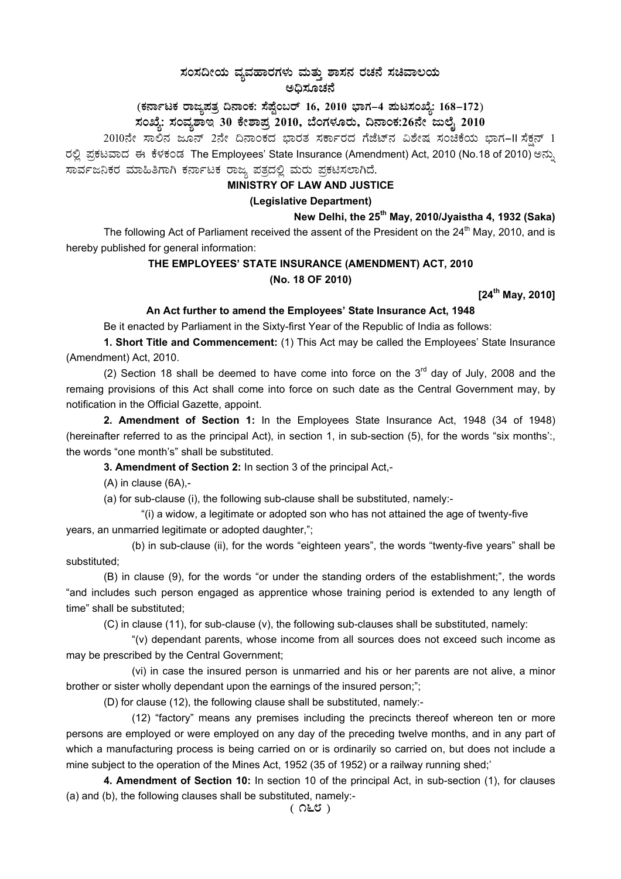# ಸಂಸದೀಯ ವ್ಯವಹಾರಗಳು ಮತ್ತು ಶಾಸನ ರಚನೆ ಸಚಿವಾಲಯ

## ಅಧಿಸೂಚನೆ

**(ಕರ್ನಾಟಕ ರಾಜ್ಯಪತ್ರ ದಿನಾಂಕ: ಸೆಪ್ಟೆಂಬರ್ 16, 2010 ಭಾಗ–4 ಪುಟಸಂಖ್ಯೆ: 168–172)**

**ಸಂಖ್ಯೆ: ಸಂವ್ಯಶಾಇ 30 ಕೇಶಾಪ್ರ 2010, ಬೆಂಗಳೂರು, ದಿನಾಂಕ:26ನೇ ಜುಲೈ 2010**

2010ನೇ ಸಾಲಿನ ಜೂನ್ 2ನೇ ದಿನಾಂಕದ ಭಾರತ ಸರ್ಕಾರದ ಗೆಜೆಟ್‌ನ ವಿಶೇಷ ಸಂಚಿಕೆಯ ಭಾಗ–II ಸೆಕ್ಷನ್ 1 ರಲ್ಲಿ ಪ್ರಕಟವಾದ ಈ ಕೆಳಕಂಡ The Employees' State Insurance (Amendment) Act, 2010 (No.18 of 2010) ಅನ್ನು ಸಾರ್ವಜನಿಕರ ಮಾಹಿತಿಗಾಗಿ ಕರ್ನಾಟಕ ರಾಜ್ಯ ಪತ್ರದಲ್ಲಿ ಮರು ಪ್ರಕಟಿಸಲಾಗಿದೆ.

**MINISTRY OF LAW AND JUSTICE**

**(Legislative Department)**

**New Delhi, the 25th May, 2010/Jyaistha 4, 1932 (Saka)**

The following Act of Parliament received the assent of the President on the 24th May, 2010, and is hereby published for general information:

**THE EMPLOYEES' STATE INSURANCE (AMENDMENT) ACT, 2010**

**(No. 18 OF 2010)**

**[24th May, 2010]**

**An Act further to amend the Employees' State Insurance Act, 1948**

Be it enacted by Parliament in the Sixty-first Year of the Republic of India as follows:

**1. Short Title and Commencement:** (1) This Act may be called the Employees' State Insurance (Amendment) Act, 2010.

(2) Section 18 shall be deemed to have come into force on the 3rd day of July, 2008 and the remaing provisions of this Act shall come into force on such date as the Central Government may, by notification in the Official Gazette, appoint.

**2. Amendment of Section 1:** In the Employees State Insurance Act, 1948 (34 of 1948) (hereinafter referred to as the principal Act), in section 1, in sub-section (5), for the words "six months':, the words "one month's" shall be substituted.

**3. Amendment of Section 2:** In section 3 of the principal Act,-

(A) in clause (6A),-

(a) for sub-clause (i), the following sub-clause shall be substituted, namely:-

"(i) a widow, a legitimate or adopted son who has not attained the age of twenty-five years, an unmarried legitimate or adopted daughter,";

(b) in sub-clause (ii), for the words "eighteen years", the words "twenty-five years" shall be substituted;

(B) in clause (9), for the words "or under the standing orders of the establishment;", the words "and includes such person engaged as apprentice whose training period is extended to any length of time" shall be substituted;

(C) in clause (11), for sub-clause (v), the following sub-clauses shall be substituted, namely:

"(v) dependant parents, whose income from all sources does not exceed such income as may be prescribed by the Central Government;

(vi) in case the insured person is unmarried and his or her parents are not alive, a minor brother or sister wholly dependant upon the earnings of the insured person;";

(D) for clause (12), the following clause shall be substituted, namely:-

(12) "factory" means any premises including the precincts thereof whereon ten or more persons are employed or were employed on any day of the preceding twelve months, and in any part of which a manufacturing process is being carried on or is ordinarily so carried on, but does not include a mine subject to the operation of the Mines Act, 1952 (35 of 1952) or a railway running shed;'

**4. Amendment of Section 10:** In section 10 of the principal Act, in sub-section (1), for clauses (a) and (b), the following clauses shall be substituted, namely:-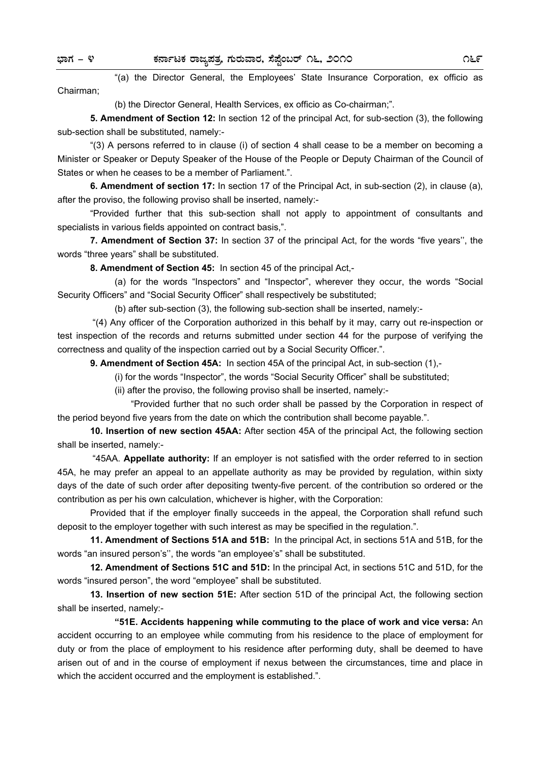"(a) the Director General, the Employees' State Insurance Corporation, ex officio as Chairman;

(b) the Director General, Health Services, ex officio as Co-chairman;".

**5. Amendment of Section 12:** In section 12 of the principal Act, for sub-section (3), the following sub-section shall be substituted, namely:-

"(3) A persons referred to in clause (i) of section 4 shall cease to be a member on becoming a Minister or Speaker or Deputy Speaker of the House of the People or Deputy Chairman of the Council of States or when he ceases to be a member of Parliament.".

**6. Amendment of section 17:** In section 17 of the Principal Act, in sub-section (2), in clause (a), after the proviso, the following proviso shall be inserted, namely:-

"Provided further that this sub-section shall not apply to appointment of consultants and specialists in various fields appointed on contract basis,".

**7. Amendment of Section 37:** In section 37 of the principal Act, for the words "five years'', the words "three years" shall be substituted.

**8. Amendment of Section 45:** In section 45 of the principal Act,-

(a) for the words "Inspectors" and "Inspector", wherever they occur, the words "Social Security Officers" and "Social Security Officer" shall respectively be substituted;

(b) after sub-section (3), the following sub-section shall be inserted, namely:-

"(4) Any officer of the Corporation authorized in this behalf by it may, carry out re-inspection or test inspection of the records and returns submitted under section 44 for the purpose of verifying the correctness and quality of the inspection carried out by a Social Security Officer.".

**9. Amendment of Section 45A:** In section 45A of the principal Act, in sub-section (1),-

(i) for the words "Inspector", the words "Social Security Officer" shall be substituted;

(ii) after the proviso, the following proviso shall be inserted, namely:-

"Provided further that no such order shall be passed by the Corporation in respect of the period beyond five years from the date on which the contribution shall become payable.".

**10. Insertion of new section 45AA:** After section 45A of the principal Act, the following section shall be inserted, namely:-

"45AA. **Appellate authority:** If an employer is not satisfied with the order referred to in section 45A, he may prefer an appeal to an appellate authority as may be provided by regulation, within sixty days of the date of such order after depositing twenty-five percent. of the contribution so ordered or the contribution as per his own calculation, whichever is higher, with the Corporation:

Provided that if the employer finally succeeds in the appeal, the Corporation shall refund such deposit to the employer together with such interest as may be specified in the regulation.".

**11. Amendment of Sections 51A and 51B:** In the principal Act, in sections 51A and 51B, for the words "an insured person's'', the words "an employee's" shall be substituted.

**12. Amendment of Sections 51C and 51D:** In the principal Act, in sections 51C and 51D, for the words "insured person", the word "employee" shall be substituted.

**13. Insertion of new section 51E:** After section 51D of the principal Act, the following section shall be inserted, namely:-

**"51E. Accidents happening while commuting to the place of work and vice versa:** An accident occurring to an employee while commuting from his residence to the place of employment for duty or from the place of employment to his residence after performing duty, shall be deemed to have arisen out of and in the course of employment if nexus between the circumstances, time and place in which the accident occurred and the employment is established.".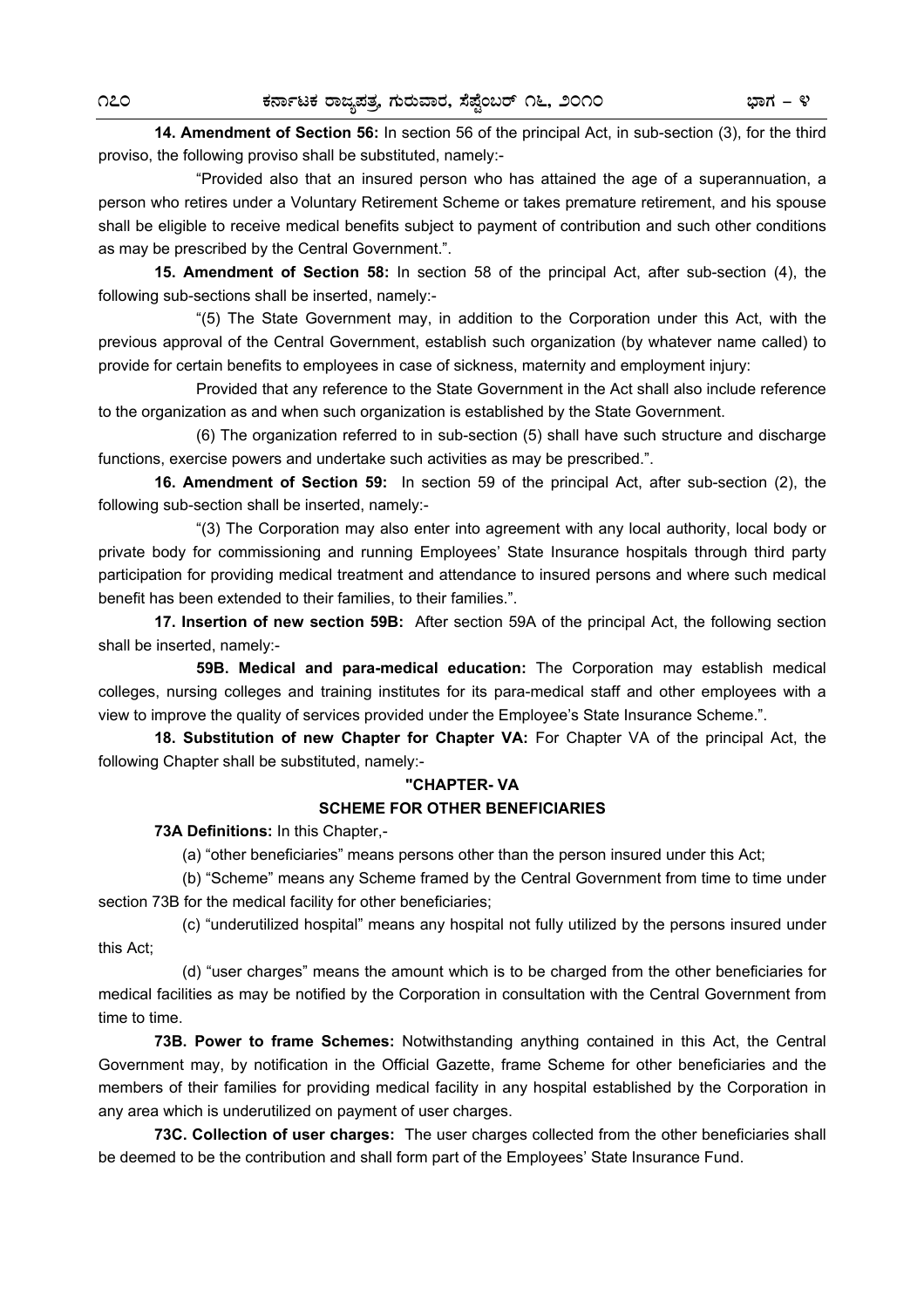**14. Amendment of Section 56:** In section 56 of the principal Act, in sub-section (3), for the third proviso, the following proviso shall be substituted, namely:-

"Provided also that an insured person who has attained the age of a superannuation, a person who retires under a Voluntary Retirement Scheme or takes premature retirement, and his spouse shall be eligible to receive medical benefits subject to payment of contribution and such other conditions as may be prescribed by the Central Government.".

**15. Amendment of Section 58:** In section 58 of the principal Act, after sub-section (4), the following sub-sections shall be inserted, namely:-

"(5) The State Government may, in addition to the Corporation under this Act, with the previous approval of the Central Government, establish such organization (by whatever name called) to provide for certain benefits to employees in case of sickness, maternity and employment injury:

Provided that any reference to the State Government in the Act shall also include reference to the organization as and when such organization is established by the State Government.

(6) The organization referred to in sub-section (5) shall have such structure and discharge functions, exercise powers and undertake such activities as may be prescribed.".

**16. Amendment of Section 59:** In section 59 of the principal Act, after sub-section (2), the following sub-section shall be inserted, namely:-

"(3) The Corporation may also enter into agreement with any local authority, local body or private body for commissioning and running Employees' State Insurance hospitals through third party participation for providing medical treatment and attendance to insured persons and where such medical benefit has been extended to their families, to their families.".

**17. Insertion of new section 59B:** After section 59A of the principal Act, the following section shall be inserted, namely:-

**59B. Medical and para-medical education:** The Corporation may establish medical colleges, nursing colleges and training institutes for its para-medical staff and other employees with a view to improve the quality of services provided under the Employee's State Insurance Scheme.".

**18. Substitution of new Chapter for Chapter VA:** For Chapter VA of the principal Act, the following Chapter shall be substituted, namely:-

**"CHAPTER- VA**

**SCHEME FOR OTHER BENEFICIARIES**

**73A Definitions:** In this Chapter,-

(a) "other beneficiaries" means persons other than the person insured under this Act;

(b) "Scheme" means any Scheme framed by the Central Government from time to time under section 73B for the medical facility for other beneficiaries;

(c) "underutilized hospital" means any hospital not fully utilized by the persons insured under this Act;

(d) "user charges" means the amount which is to be charged from the other beneficiaries for medical facilities as may be notified by the Corporation in consultation with the Central Government from time to time.

**73B. Power to frame Schemes:** Notwithstanding anything contained in this Act, the Central Government may, by notification in the Official Gazette, frame Scheme for other beneficiaries and the members of their families for providing medical facility in any hospital established by the Corporation in any area which is underutilized on payment of user charges.

**73C. Collection of user charges:** The user charges collected from the other beneficiaries shall be deemed to be the contribution and shall form part of the Employees' State Insurance Fund.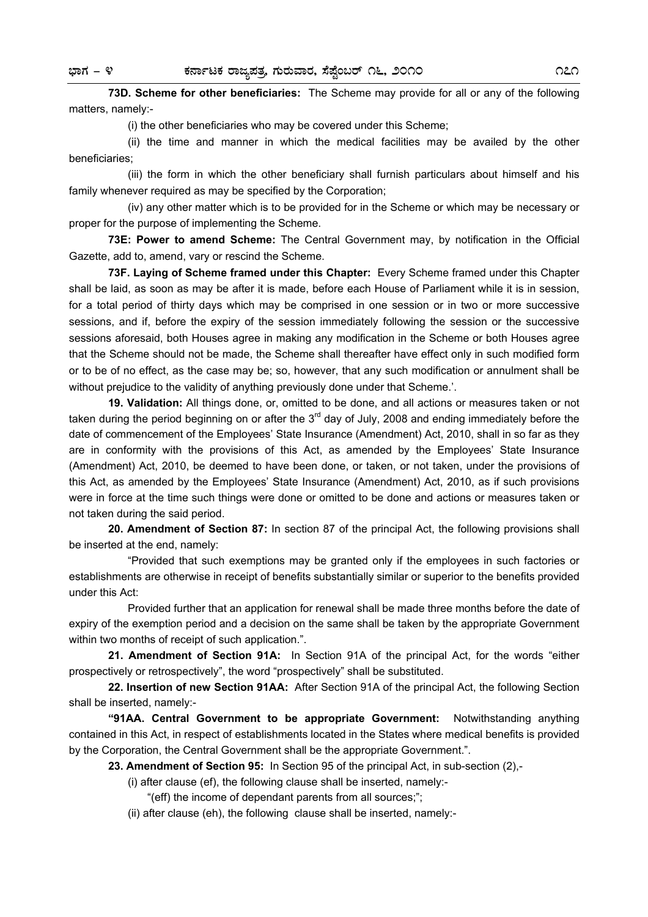**73D. Scheme for other beneficiaries:** The Scheme may provide for all or any of the following matters, namely:-

(i) the other beneficiaries who may be covered under this Scheme;

(ii) the time and manner in which the medical facilities may be availed by the other beneficiaries;

(iii) the form in which the other beneficiary shall furnish particulars about himself and his family whenever required as may be specified by the Corporation;

(iv) any other matter which is to be provided for in the Scheme or which may be necessary or proper for the purpose of implementing the Scheme.

**73E: Power to amend Scheme:** The Central Government may, by notification in the Official Gazette, add to, amend, vary or rescind the Scheme.

**73F. Laying of Scheme framed under this Chapter:** Every Scheme framed under this Chapter shall be laid, as soon as may be after it is made, before each House of Parliament while it is in session, for a total period of thirty days which may be comprised in one session or in two or more successive sessions, and if, before the expiry of the session immediately following the session or the successive sessions aforesaid, both Houses agree in making any modification in the Scheme or both Houses agree that the Scheme should not be made, the Scheme shall thereafter have effect only in such modified form or to be of no effect, as the case may be; so, however, that any such modification or annulment shall be without prejudice to the validity of anything previously done under that Scheme.'.

**19. Validation:** All things done, or, omitted to be done, and all actions or measures taken or not taken during the period beginning on or after the 3rd day of July, 2008 and ending immediately before the date of commencement of the Employees' State Insurance (Amendment) Act, 2010, shall in so far as they are in conformity with the provisions of this Act, as amended by the Employees' State Insurance (Amendment) Act, 2010, be deemed to have been done, or taken, or not taken, under the provisions of this Act, as amended by the Employees' State Insurance (Amendment) Act, 2010, as if such provisions were in force at the time such things were done or omitted to be done and actions or measures taken or not taken during the said period.

**20. Amendment of Section 87:** In section 87 of the principal Act, the following provisions shall be inserted at the end, namely:

"Provided that such exemptions may be granted only if the employees in such factories or establishments are otherwise in receipt of benefits substantially similar or superior to the benefits provided under this Act:

Provided further that an application for renewal shall be made three months before the date of expiry of the exemption period and a decision on the same shall be taken by the appropriate Government within two months of receipt of such application.".

**21. Amendment of Section 91A:** In Section 91A of the principal Act, for the words "either prospectively or retrospectively", the word "prospectively" shall be substituted.

**22. Insertion of new Section 91AA:** After Section 91A of the principal Act, the following Section shall be inserted, namely:-

**"91AA. Central Government to be appropriate Government:** Notwithstanding anything contained in this Act, in respect of establishments located in the States where medical benefits is provided by the Corporation, the Central Government shall be the appropriate Government.".

**23. Amendment of Section 95:** In Section 95 of the principal Act, in sub-section (2),-

(i) after clause (ef), the following clause shall be inserted, namely:-

"(eff) the income of dependant parents from all sources;";

(ii) after clause (eh), the following clause shall be inserted, namely:-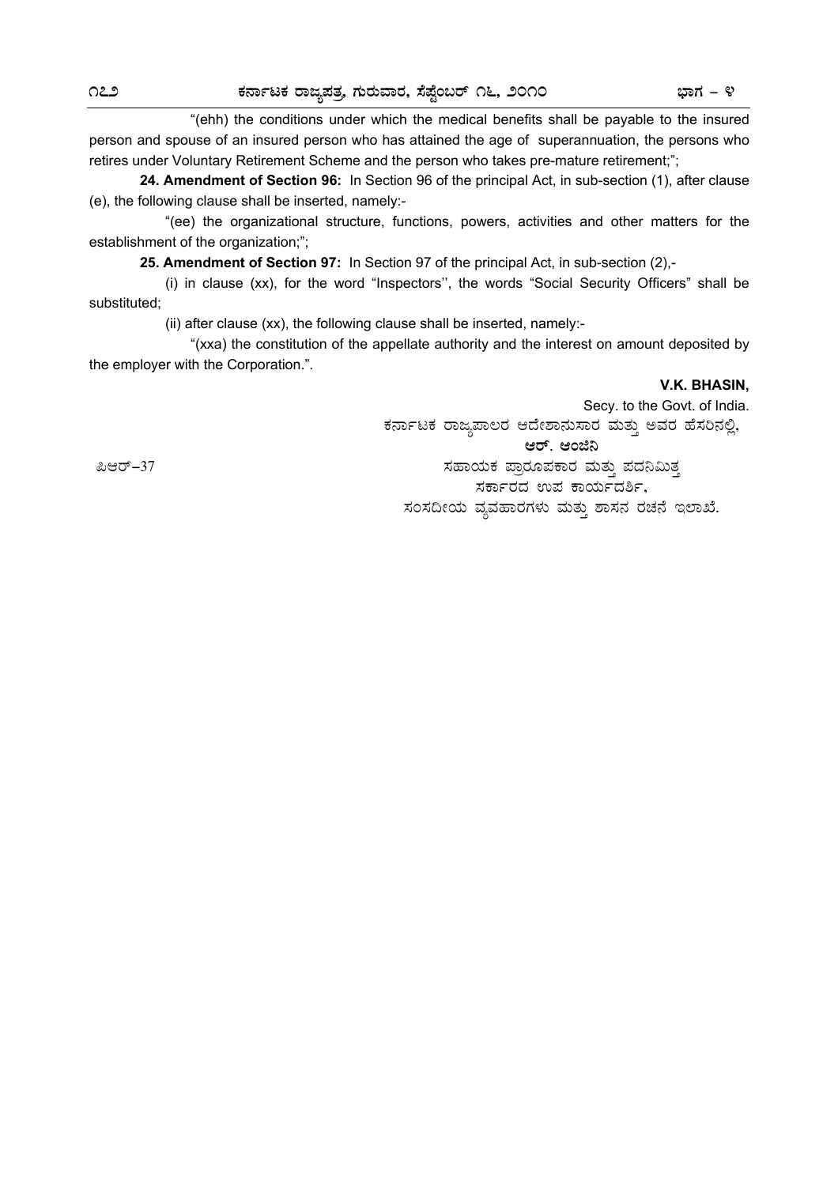"(ehh) the conditions under which the medical benefits shall be payable to the insured person and spouse of an insured person who has attained the age of superannuation, the persons who retires under Voluntary Retirement Scheme and the person who takes pre-mature retirement;";

**24. Amendment of Section 96:** In Section 96 of the principal Act, in sub-section (1), after clause (e), the following clause shall be inserted, namely:-

"(ee) the organizational structure, functions, powers, activities and other matters for the establishment of the organization;";

**25. Amendment of Section 97:** In Section 97 of the principal Act, in sub-section (2),-

(i) in clause (xx), for the word "Inspectors'', the words "Social Security Officers" shall be substituted;

(ii) after clause (xx), the following clause shall be inserted, namely:-

"(xxa) the constitution of the appellate authority and the interest on amount deposited by the employer with the Corporation.".

**V.K. BHASIN,**

Secy. to the Govt. of India.

ಕರ್ನಾಟಕ ರಾಜ್ಯಪಾಲರ ಆದೇಶಾನುಸಾರ ಮತ್ತು ಅವರ ಹೆಸರಿನಲ್ಲಿ,

**ಆರ್. ಆಂಜಿನಿ**

ಸಹಾಯಕ ಪ್ರಾರೂಪಕಾರ ಮತ್ತು ಪದನಿಮಿತ್ತ

ಸರ್ಕಾರದ ಉಪ ಕಾರ್ಯದರ್ಶಿ,

ಸಂಸದೀಯ ವ್ಯವಹಾರಗಳು ಮತ್ತು ಶಾಸನ ರಚನೆ ಇಲಾಖೆ.

ಪಿಆರ್-37